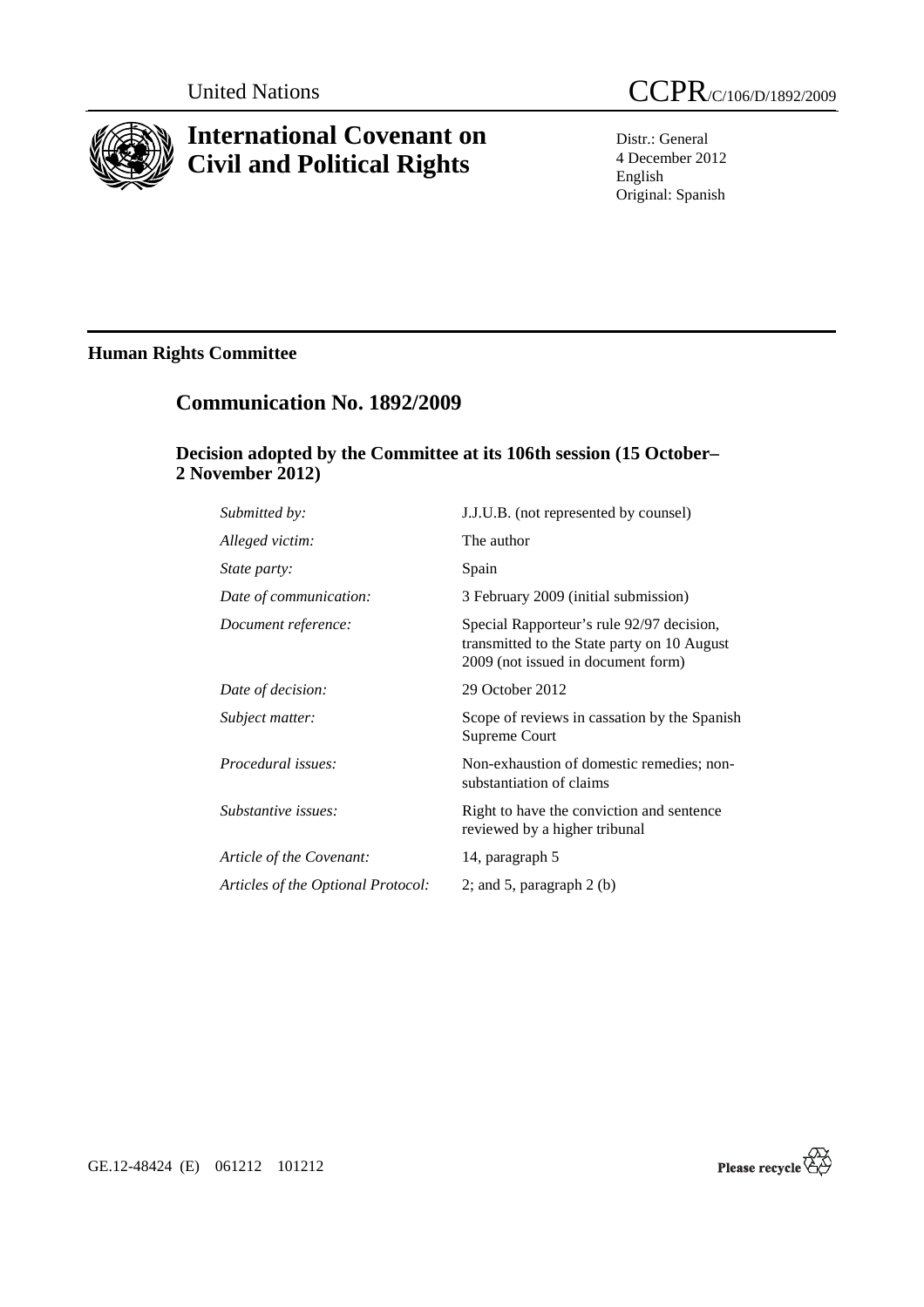United Nations

# CCPR/C/106/D/1892/2009

# International Covenant on Civil and Political Rights

Distr.: General
4 December 2012
English
Original: Spanish

## Human Rights Committee

## Communication No. 1892/2009

### Decision adopted by the Committee at its 106th session (15 October–2 November 2012)

| | |
|---|---|
| *Submitted by:* | J.J.U.B. (not represented by counsel) |
| *Alleged victim:* | The author |
| *State party:* | Spain |
| *Date of communication:* | 3 February 2009 (initial submission) |
| *Document reference:* | Special Rapporteur's rule 92/97 decision, transmitted to the State party on 10 August 2009 (not issued in document form) |
| *Date of decision:* | 29 October 2012 |
| *Subject matter:* | Scope of reviews in cassation by the Spanish Supreme Court |
| *Procedural issues:* | Non-exhaustion of domestic remedies; non-substantiation of claims |
| *Substantive issues:* | Right to have the conviction and sentence reviewed by a higher tribunal |
| *Article of the Covenant:* | 14, paragraph 5 |
| *Articles of the Optional Protocol:* | 2; and 5, paragraph 2 (b) |

GE.12-48424 (E) 061212 101212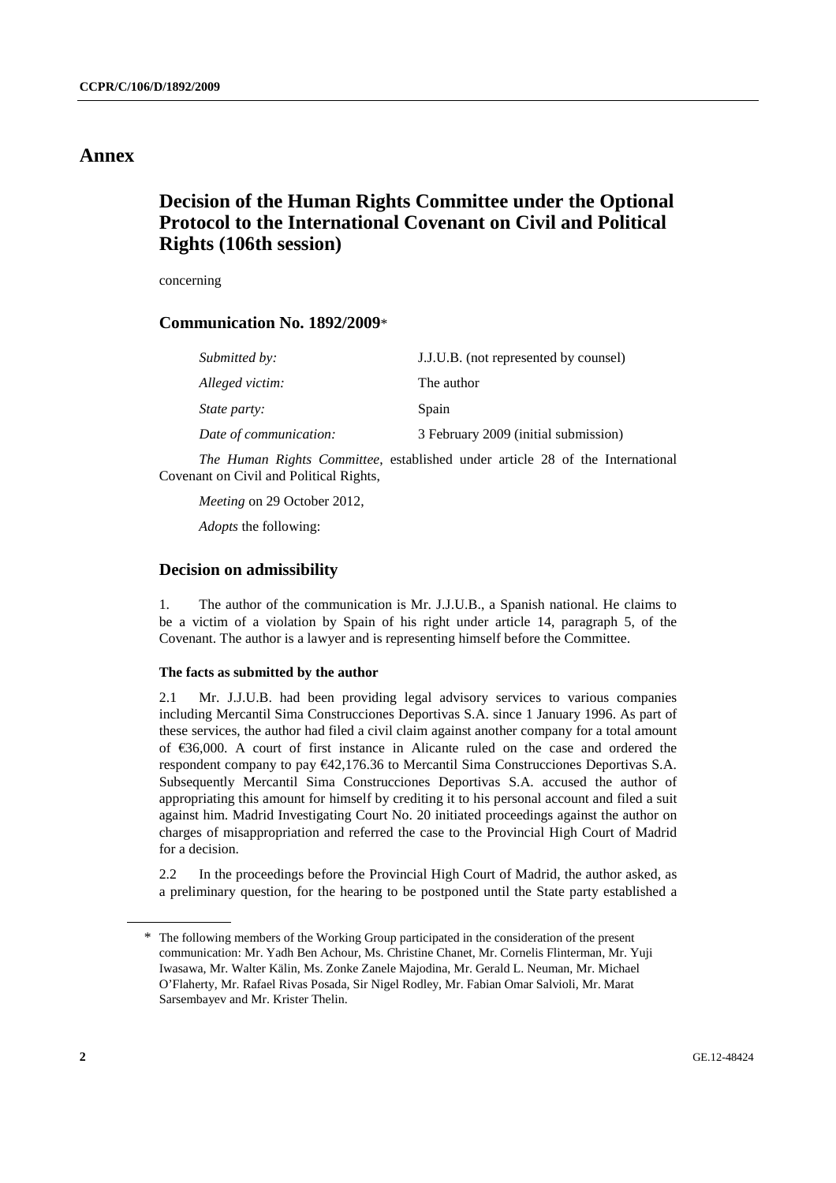# Annex

## Decision of the Human Rights Committee under the Optional Protocol to the International Covenant on Civil and Political Rights (106th session)

concerning

### Communication No. 1892/2009*

| | |
|---|---|
| *Submitted by:* | J.J.U.B. (not represented by counsel) |
| *Alleged victim:* | The author |
| *State party:* | Spain |
| *Date of communication:* | 3 February 2009 (initial submission) |

*The Human Rights Committee*, established under article 28 of the International Covenant on Civil and Political Rights,

*Meeting* on 29 October 2012,

*Adopts* the following:

### Decision on admissibility

1. The author of the communication is Mr. J.J.U.B., a Spanish national. He claims to be a victim of a violation by Spain of his right under article 14, paragraph 5, of the Covenant. The author is a lawyer and is representing himself before the Committee.

#### The facts as submitted by the author

2.1 Mr. J.J.U.B. had been providing legal advisory services to various companies including Mercantil Sima Construcciones Deportivas S.A. since 1 January 1996. As part of these services, the author had filed a civil claim against another company for a total amount of €36,000. A court of first instance in Alicante ruled on the case and ordered the respondent company to pay €42,176.36 to Mercantil Sima Construcciones Deportivas S.A. Subsequently Mercantil Sima Construcciones Deportivas S.A. accused the author of appropriating this amount for himself by crediting it to his personal account and filed a suit against him. Madrid Investigating Court No. 20 initiated proceedings against the author on charges of misappropriation and referred the case to the Provincial High Court of Madrid for a decision.

2.2 In the proceedings before the Provincial High Court of Madrid, the author asked, as a preliminary question, for the hearing to be postponed until the State party established a

* The following members of the Working Group participated in the consideration of the present communication: Mr. Yadh Ben Achour, Ms. Christine Chanet, Mr. Cornelis Flinterman, Mr. Yuji Iwasawa, Mr. Walter Kälin, Ms. Zonke Zanele Majodina, Mr. Gerald L. Neuman, Mr. Michael O'Flaherty, Mr. Rafael Rivas Posada, Sir Nigel Rodley, Mr. Fabian Omar Salvioli, Mr. Marat Sarsembayev and Mr. Krister Thelin.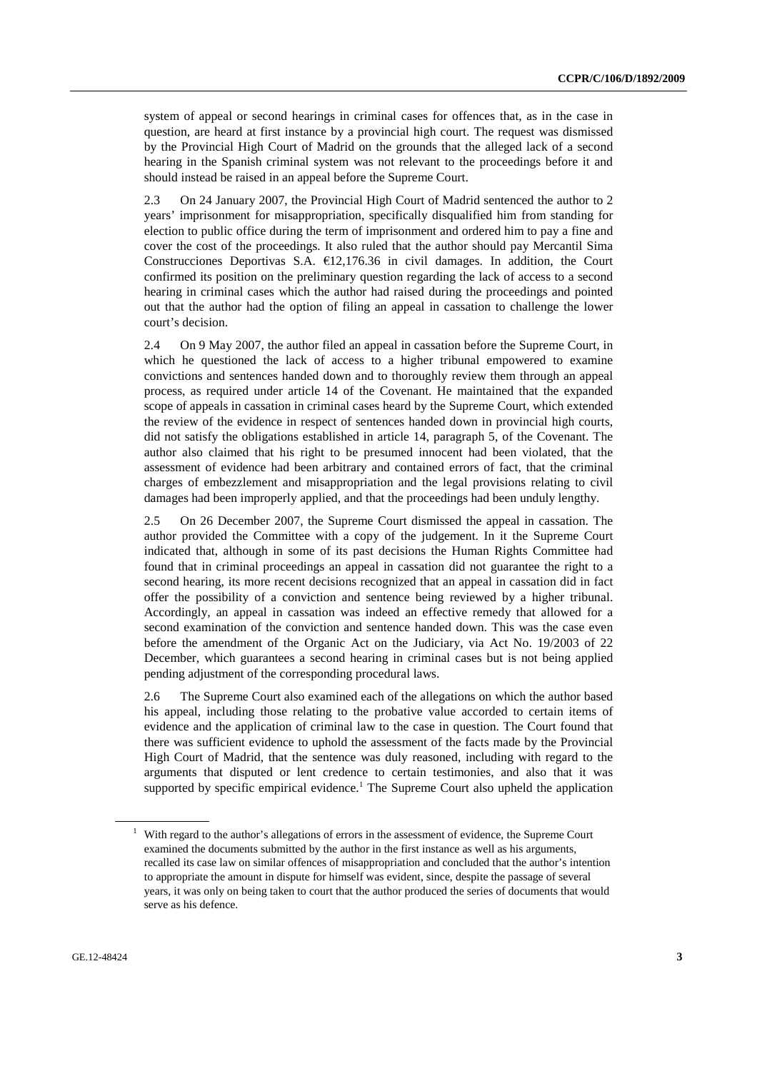system of appeal or second hearings in criminal cases for offences that, as in the case in question, are heard at first instance by a provincial high court. The request was dismissed by the Provincial High Court of Madrid on the grounds that the alleged lack of a second hearing in the Spanish criminal system was not relevant to the proceedings before it and should instead be raised in an appeal before the Supreme Court.

2.3 On 24 January 2007, the Provincial High Court of Madrid sentenced the author to 2 years' imprisonment for misappropriation, specifically disqualified him from standing for election to public office during the term of imprisonment and ordered him to pay a fine and cover the cost of the proceedings. It also ruled that the author should pay Mercantil Sima Construcciones Deportivas S.A. €12,176.36 in civil damages. In addition, the Court confirmed its position on the preliminary question regarding the lack of access to a second hearing in criminal cases which the author had raised during the proceedings and pointed out that the author had the option of filing an appeal in cassation to challenge the lower court's decision.

2.4 On 9 May 2007, the author filed an appeal in cassation before the Supreme Court, in which he questioned the lack of access to a higher tribunal empowered to examine convictions and sentences handed down and to thoroughly review them through an appeal process, as required under article 14 of the Covenant. He maintained that the expanded scope of appeals in cassation in criminal cases heard by the Supreme Court, which extended the review of the evidence in respect of sentences handed down in provincial high courts, did not satisfy the obligations established in article 14, paragraph 5, of the Covenant. The author also claimed that his right to be presumed innocent had been violated, that the assessment of evidence had been arbitrary and contained errors of fact, that the criminal charges of embezzlement and misappropriation and the legal provisions relating to civil damages had been improperly applied, and that the proceedings had been unduly lengthy.

2.5 On 26 December 2007, the Supreme Court dismissed the appeal in cassation. The author provided the Committee with a copy of the judgement. In it the Supreme Court indicated that, although in some of its past decisions the Human Rights Committee had found that in criminal proceedings an appeal in cassation did not guarantee the right to a second hearing, its more recent decisions recognized that an appeal in cassation did in fact offer the possibility of a conviction and sentence being reviewed by a higher tribunal. Accordingly, an appeal in cassation was indeed an effective remedy that allowed for a second examination of the conviction and sentence handed down. This was the case even before the amendment of the Organic Act on the Judiciary, via Act No. 19/2003 of 22 December, which guarantees a second hearing in criminal cases but is not being applied pending adjustment of the corresponding procedural laws.

2.6 The Supreme Court also examined each of the allegations on which the author based his appeal, including those relating to the probative value accorded to certain items of evidence and the application of criminal law to the case in question. The Court found that there was sufficient evidence to uphold the assessment of the facts made by the Provincial High Court of Madrid, that the sentence was duly reasoned, including with regard to the arguments that disputed or lent credence to certain testimonies, and also that it was supported by specific empirical evidence.[1] The Supreme Court also upheld the application

[1] With regard to the author's allegations of errors in the assessment of evidence, the Supreme Court examined the documents submitted by the author in the first instance as well as his arguments, recalled its case law on similar offences of misappropriation and concluded that the author's intention to appropriate the amount in dispute for himself was evident, since, despite the passage of several years, it was only on being taken to court that the author produced the series of documents that would serve as his defence.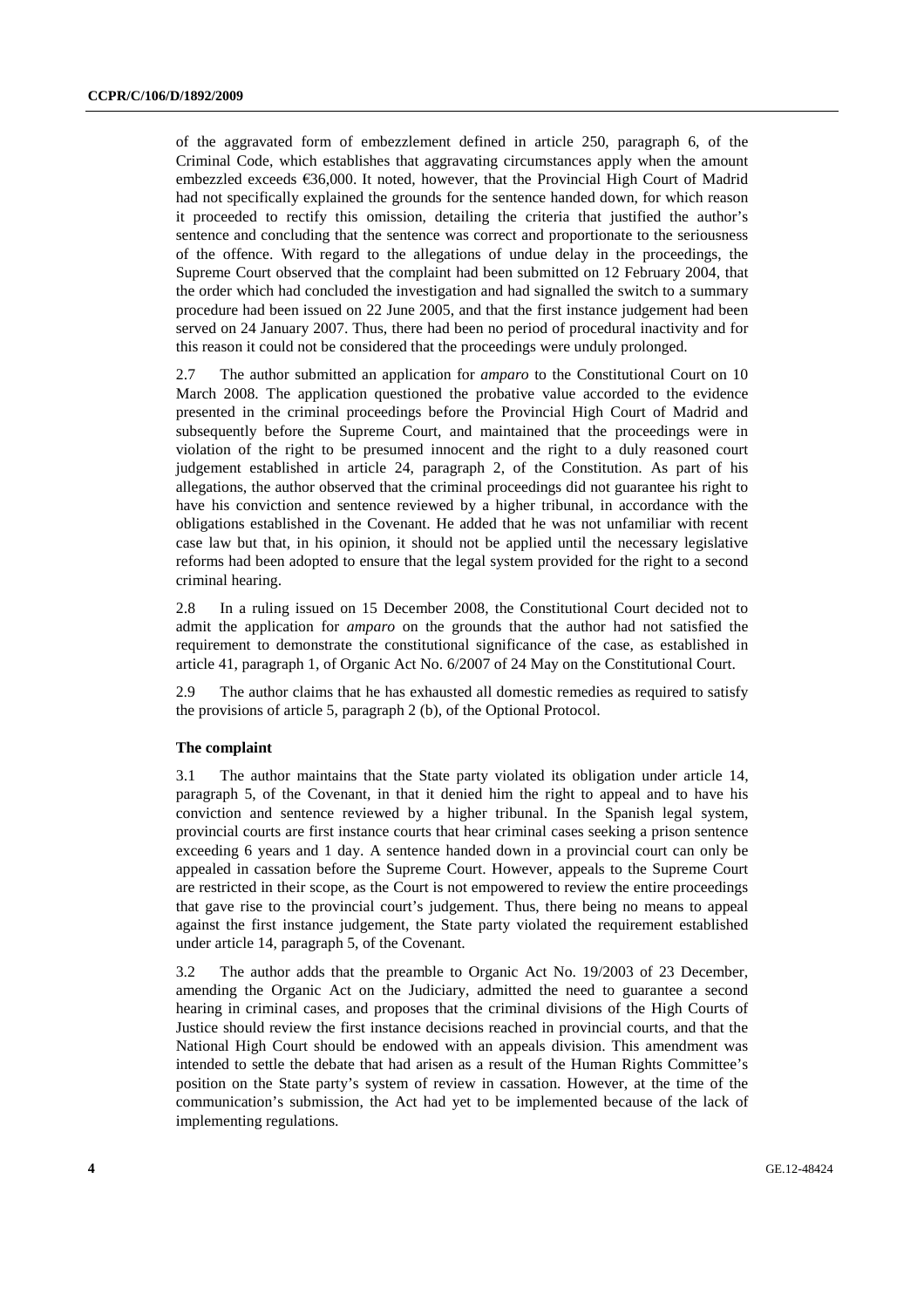of the aggravated form of embezzlement defined in article 250, paragraph 6, of the Criminal Code, which establishes that aggravating circumstances apply when the amount embezzled exceeds €36,000. It noted, however, that the Provincial High Court of Madrid had not specifically explained the grounds for the sentence handed down, for which reason it proceeded to rectify this omission, detailing the criteria that justified the author's sentence and concluding that the sentence was correct and proportionate to the seriousness of the offence. With regard to the allegations of undue delay in the proceedings, the Supreme Court observed that the complaint had been submitted on 12 February 2004, that the order which had concluded the investigation and had signalled the switch to a summary procedure had been issued on 22 June 2005, and that the first instance judgement had been served on 24 January 2007. Thus, there had been no period of procedural inactivity and for this reason it could not be considered that the proceedings were unduly prolonged.

2.7 The author submitted an application for *amparo* to the Constitutional Court on 10 March 2008. The application questioned the probative value accorded to the evidence presented in the criminal proceedings before the Provincial High Court of Madrid and subsequently before the Supreme Court, and maintained that the proceedings were in violation of the right to be presumed innocent and the right to a duly reasoned court judgement established in article 24, paragraph 2, of the Constitution. As part of his allegations, the author observed that the criminal proceedings did not guarantee his right to have his conviction and sentence reviewed by a higher tribunal, in accordance with the obligations established in the Covenant. He added that he was not unfamiliar with recent case law but that, in his opinion, it should not be applied until the necessary legislative reforms had been adopted to ensure that the legal system provided for the right to a second criminal hearing.

2.8 In a ruling issued on 15 December 2008, the Constitutional Court decided not to admit the application for *amparo* on the grounds that the author had not satisfied the requirement to demonstrate the constitutional significance of the case, as established in article 41, paragraph 1, of Organic Act No. 6/2007 of 24 May on the Constitutional Court.

2.9 The author claims that he has exhausted all domestic remedies as required to satisfy the provisions of article 5, paragraph 2 (b), of the Optional Protocol.

### The complaint

3.1 The author maintains that the State party violated its obligation under article 14, paragraph 5, of the Covenant, in that it denied him the right to appeal and to have his conviction and sentence reviewed by a higher tribunal. In the Spanish legal system, provincial courts are first instance courts that hear criminal cases seeking a prison sentence exceeding 6 years and 1 day. A sentence handed down in a provincial court can only be appealed in cassation before the Supreme Court. However, appeals to the Supreme Court are restricted in their scope, as the Court is not empowered to review the entire proceedings that gave rise to the provincial court's judgement. Thus, there being no means to appeal against the first instance judgement, the State party violated the requirement established under article 14, paragraph 5, of the Covenant.

3.2 The author adds that the preamble to Organic Act No. 19/2003 of 23 December, amending the Organic Act on the Judiciary, admitted the need to guarantee a second hearing in criminal cases, and proposes that the criminal divisions of the High Courts of Justice should review the first instance decisions reached in provincial courts, and that the National High Court should be endowed with an appeals division. This amendment was intended to settle the debate that had arisen as a result of the Human Rights Committee's position on the State party's system of review in cassation. However, at the time of the communication's submission, the Act had yet to be implemented because of the lack of implementing regulations.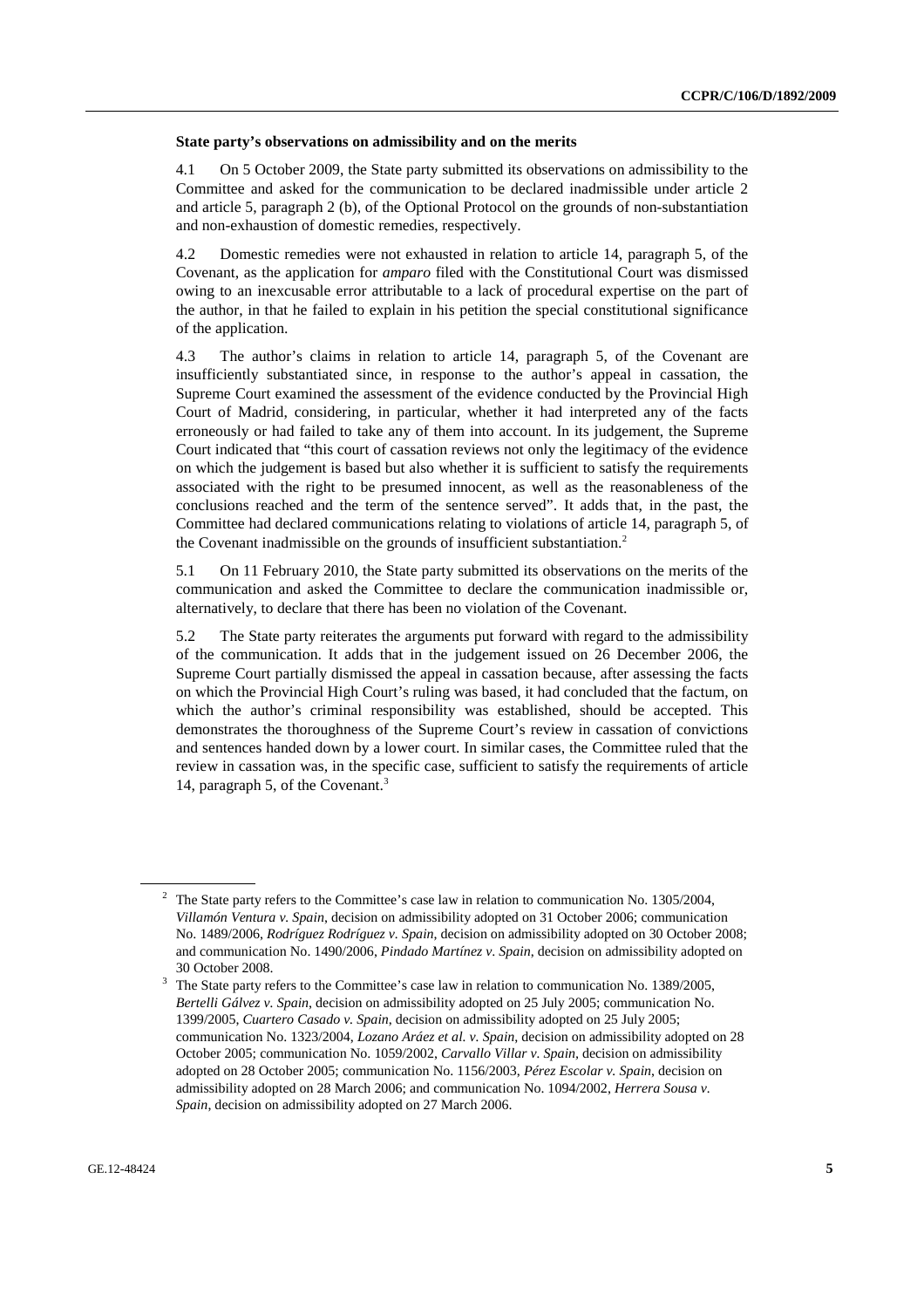**State party's observations on admissibility and on the merits**

4.1 On 5 October 2009, the State party submitted its observations on admissibility to the Committee and asked for the communication to be declared inadmissible under article 2 and article 5, paragraph 2 (b), of the Optional Protocol on the grounds of non-substantiation and non-exhaustion of domestic remedies, respectively.

4.2 Domestic remedies were not exhausted in relation to article 14, paragraph 5, of the Covenant, as the application for *amparo* filed with the Constitutional Court was dismissed owing to an inexcusable error attributable to a lack of procedural expertise on the part of the author, in that he failed to explain in his petition the special constitutional significance of the application.

4.3 The author's claims in relation to article 14, paragraph 5, of the Covenant are insufficiently substantiated since, in response to the author's appeal in cassation, the Supreme Court examined the assessment of the evidence conducted by the Provincial High Court of Madrid, considering, in particular, whether it had interpreted any of the facts erroneously or had failed to take any of them into account. In its judgement, the Supreme Court indicated that "this court of cassation reviews not only the legitimacy of the evidence on which the judgement is based but also whether it is sufficient to satisfy the requirements associated with the right to be presumed innocent, as well as the reasonableness of the conclusions reached and the term of the sentence served". It adds that, in the past, the Committee had declared communications relating to violations of article 14, paragraph 5, of the Covenant inadmissible on the grounds of insufficient substantiation.[2]

5.1 On 11 February 2010, the State party submitted its observations on the merits of the communication and asked the Committee to declare the communication inadmissible or, alternatively, to declare that there has been no violation of the Covenant.

5.2 The State party reiterates the arguments put forward with regard to the admissibility of the communication. It adds that in the judgement issued on 26 December 2006, the Supreme Court partially dismissed the appeal in cassation because, after assessing the facts on which the Provincial High Court's ruling was based, it had concluded that the factum, on which the author's criminal responsibility was established, should be accepted. This demonstrates the thoroughness of the Supreme Court's review in cassation of convictions and sentences handed down by a lower court. In similar cases, the Committee ruled that the review in cassation was, in the specific case, sufficient to satisfy the requirements of article 14, paragraph 5, of the Covenant.[3]

---

[2] The State party refers to the Committee's case law in relation to communication No. 1305/2004, *Villamón Ventura v. Spain*, decision on admissibility adopted on 31 October 2006; communication No. 1489/2006, *Rodríguez Rodríguez v. Spain*, decision on admissibility adopted on 30 October 2008; and communication No. 1490/2006, *Pindado Martínez v. Spain*, decision on admissibility adopted on 30 October 2008.

[3] The State party refers to the Committee's case law in relation to communication No. 1389/2005, *Bertelli Gálvez v. Spain*, decision on admissibility adopted on 25 July 2005; communication No. 1399/2005, *Cuartero Casado v. Spain*, decision on admissibility adopted on 25 July 2005; communication No. 1323/2004, *Lozano Aráez et al. v. Spain*, decision on admissibility adopted on 28 October 2005; communication No. 1059/2002, *Carvallo Villar v. Spain*, decision on admissibility adopted on 28 October 2005; communication No. 1156/2003, *Pérez Escolar v. Spain*, decision on admissibility adopted on 28 March 2006; and communication No. 1094/2002, *Herrera Sousa v. Spain*, decision on admissibility adopted on 27 March 2006.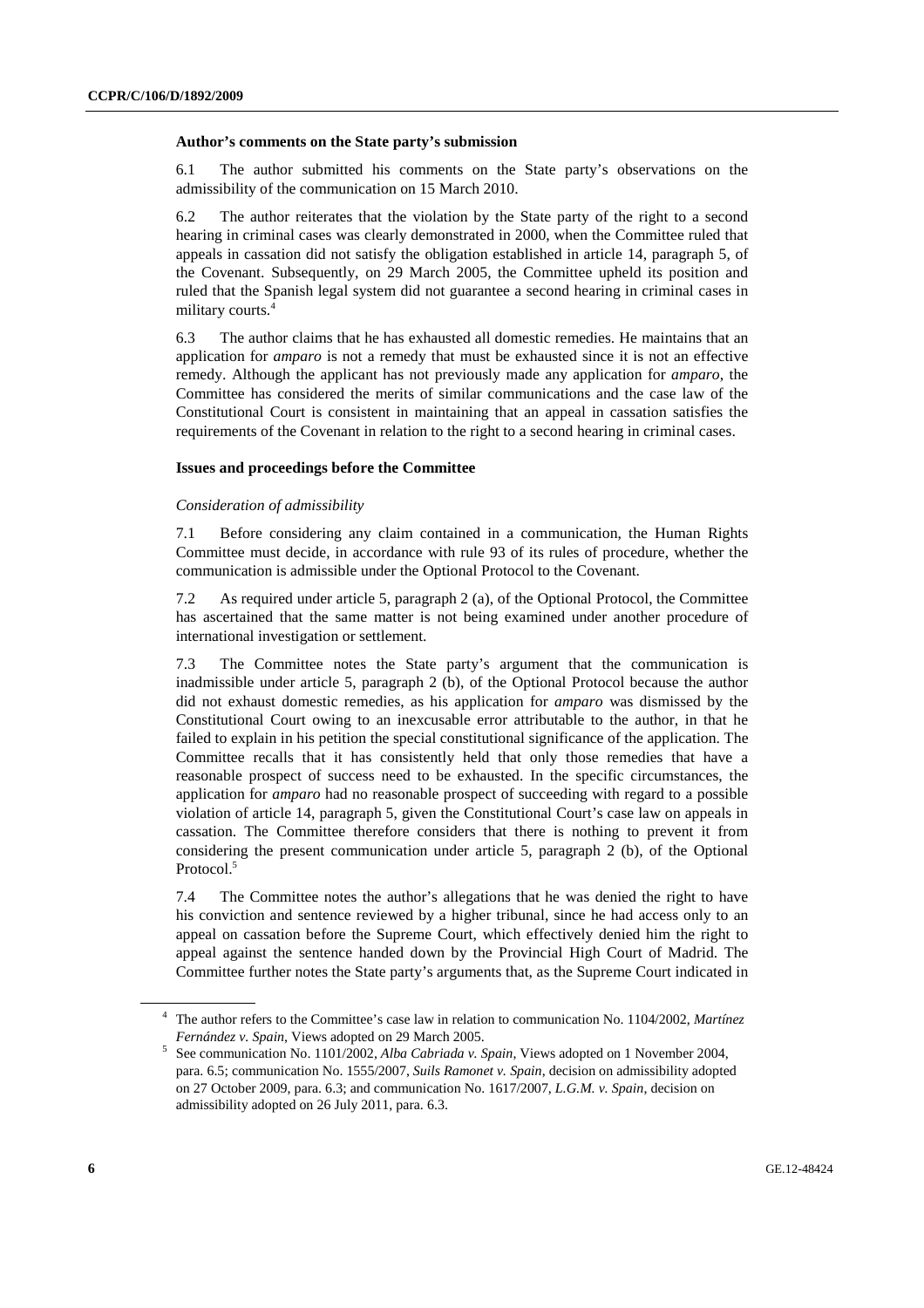#### Author's comments on the State party's submission

6.1 The author submitted his comments on the State party's observations on the admissibility of the communication on 15 March 2010.

6.2 The author reiterates that the violation by the State party of the right to a second hearing in criminal cases was clearly demonstrated in 2000, when the Committee ruled that appeals in cassation did not satisfy the obligation established in article 14, paragraph 5, of the Covenant. Subsequently, on 29 March 2005, the Committee upheld its position and ruled that the Spanish legal system did not guarantee a second hearing in criminal cases in military courts.[4]

6.3 The author claims that he has exhausted all domestic remedies. He maintains that an application for *amparo* is not a remedy that must be exhausted since it is not an effective remedy. Although the applicant has not previously made any application for *amparo*, the Committee has considered the merits of similar communications and the case law of the Constitutional Court is consistent in maintaining that an appeal in cassation satisfies the requirements of the Covenant in relation to the right to a second hearing in criminal cases.

#### Issues and proceedings before the Committee

*Consideration of admissibility*

7.1 Before considering any claim contained in a communication, the Human Rights Committee must decide, in accordance with rule 93 of its rules of procedure, whether the communication is admissible under the Optional Protocol to the Covenant.

7.2 As required under article 5, paragraph 2 (a), of the Optional Protocol, the Committee has ascertained that the same matter is not being examined under another procedure of international investigation or settlement.

7.3 The Committee notes the State party's argument that the communication is inadmissible under article 5, paragraph 2 (b), of the Optional Protocol because the author did not exhaust domestic remedies, as his application for *amparo* was dismissed by the Constitutional Court owing to an inexcusable error attributable to the author, in that he failed to explain in his petition the special constitutional significance of the application. The Committee recalls that it has consistently held that only those remedies that have a reasonable prospect of success need to be exhausted. In the specific circumstances, the application for *amparo* had no reasonable prospect of succeeding with regard to a possible violation of article 14, paragraph 5, given the Constitutional Court's case law on appeals in cassation. The Committee therefore considers that there is nothing to prevent it from considering the present communication under article 5, paragraph 2 (b), of the Optional Protocol.[5]

7.4 The Committee notes the author's allegations that he was denied the right to have his conviction and sentence reviewed by a higher tribunal, since he had access only to an appeal on cassation before the Supreme Court, which effectively denied him the right to appeal against the sentence handed down by the Provincial High Court of Madrid. The Committee further notes the State party's arguments that, as the Supreme Court indicated in

---

[4] The author refers to the Committee's case law in relation to communication No. 1104/2002, *Martínez Fernández v. Spain*, Views adopted on 29 March 2005.

[5] See communication No. 1101/2002, *Alba Cabriada v. Spain*, Views adopted on 1 November 2004, para. 6.5; communication No. 1555/2007, *Suils Ramonet v. Spain*, decision on admissibility adopted on 27 October 2009, para. 6.3; and communication No. 1617/2007, *L.G.M. v. Spain*, decision on admissibility adopted on 26 July 2011, para. 6.3.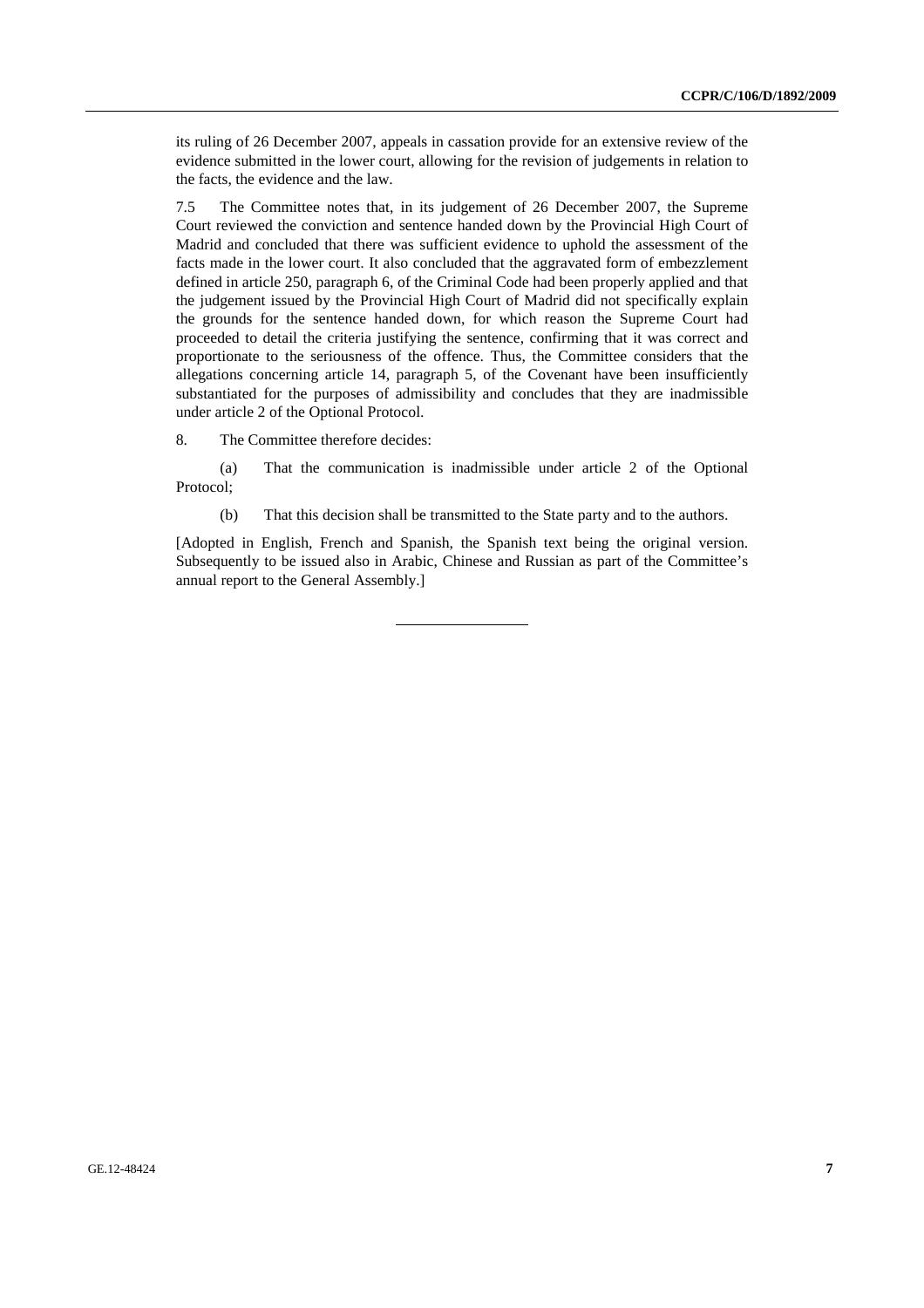its ruling of 26 December 2007, appeals in cassation provide for an extensive review of the evidence submitted in the lower court, allowing for the revision of judgements in relation to the facts, the evidence and the law.

7.5 The Committee notes that, in its judgement of 26 December 2007, the Supreme Court reviewed the conviction and sentence handed down by the Provincial High Court of Madrid and concluded that there was sufficient evidence to uphold the assessment of the facts made in the lower court. It also concluded that the aggravated form of embezzlement defined in article 250, paragraph 6, of the Criminal Code had been properly applied and that the judgement issued by the Provincial High Court of Madrid did not specifically explain the grounds for the sentence handed down, for which reason the Supreme Court had proceeded to detail the criteria justifying the sentence, confirming that it was correct and proportionate to the seriousness of the offence. Thus, the Committee considers that the allegations concerning article 14, paragraph 5, of the Covenant have been insufficiently substantiated for the purposes of admissibility and concludes that they are inadmissible under article 2 of the Optional Protocol.

8. The Committee therefore decides:

(a) That the communication is inadmissible under article 2 of the Optional Protocol;

(b) That this decision shall be transmitted to the State party and to the authors.

[Adopted in English, French and Spanish, the Spanish text being the original version. Subsequently to be issued also in Arabic, Chinese and Russian as part of the Committee's annual report to the General Assembly.]